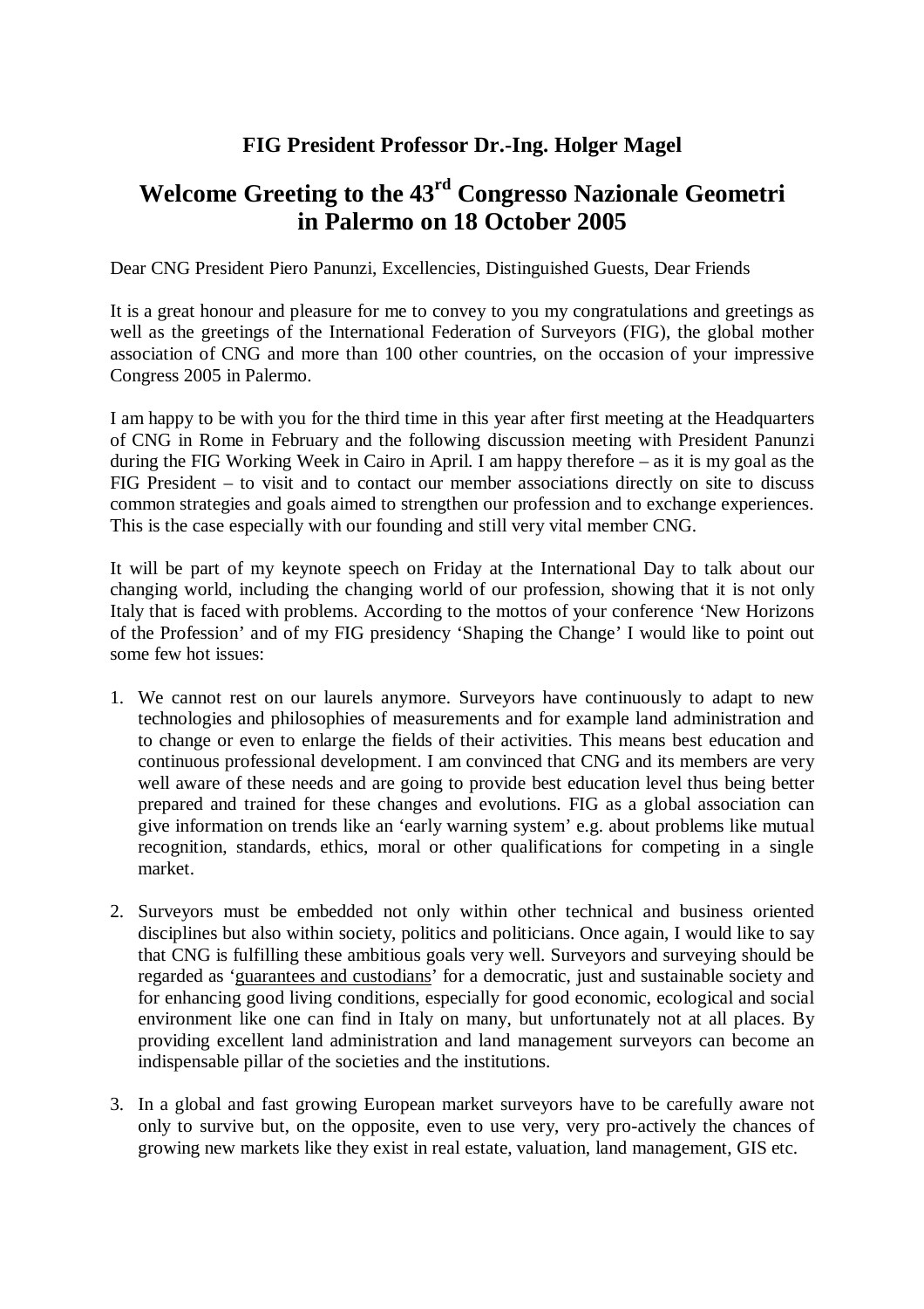**FIG President Professor Dr.-Ing. Holger Magel**

# Welcome Greeting to the 43rd Congresso Nazionale Geometri in Palermo on 18 October 2005

Dear CNG President Piero Panunzi, Excellencies, Distinguished Guests, Dear Friends

It is a great honour and pleasure for me to convey to you my congratulations and greetings as well as the greetings of the International Federation of Surveyors (FIG), the global mother association of CNG and more than 100 other countries, on the occasion of your impressive Congress 2005 in Palermo.

I am happy to be with you for the third time in this year after first meeting at the Headquarters of CNG in Rome in February and the following discussion meeting with President Panunzi during the FIG Working Week in Cairo in April. I am happy therefore – as it is my goal as the FIG President – to visit and to contact our member associations directly on site to discuss common strategies and goals aimed to strengthen our profession and to exchange experiences. This is the case especially with our founding and still very vital member CNG.

It will be part of my keynote speech on Friday at the International Day to talk about our changing world, including the changing world of our profession, showing that it is not only Italy that is faced with problems. According to the mottos of your conference 'New Horizons of the Profession' and of my FIG presidency 'Shaping the Change' I would like to point out some few hot issues:

1. We cannot rest on our laurels anymore. Surveyors have continuously to adapt to new technologies and philosophies of measurements and for example land administration and to change or even to enlarge the fields of their activities. This means best education and continuous professional development. I am convinced that CNG and its members are very well aware of these needs and are going to provide best education level thus being better prepared and trained for these changes and evolutions. FIG as a global association can give information on trends like an 'early warning system' e.g. about problems like mutual recognition, standards, ethics, moral or other qualifications for competing in a single market.

2. Surveyors must be embedded not only within other technical and business oriented disciplines but also within society, politics and politicians. Once again, I would like to say that CNG is fulfilling these ambitious goals very well. Surveyors and surveying should be regarded as '<u>guarantees and custodians</u>' for a democratic, just and sustainable society and for enhancing good living conditions, especially for good economic, ecological and social environment like one can find in Italy on many, but unfortunately not at all places. By providing excellent land administration and land management surveyors can become an indispensable pillar of the societies and the institutions.

3. In a global and fast growing European market surveyors have to be carefully aware not only to survive but, on the opposite, even to use very, very pro-actively the chances of growing new markets like they exist in real estate, valuation, land management, GIS etc.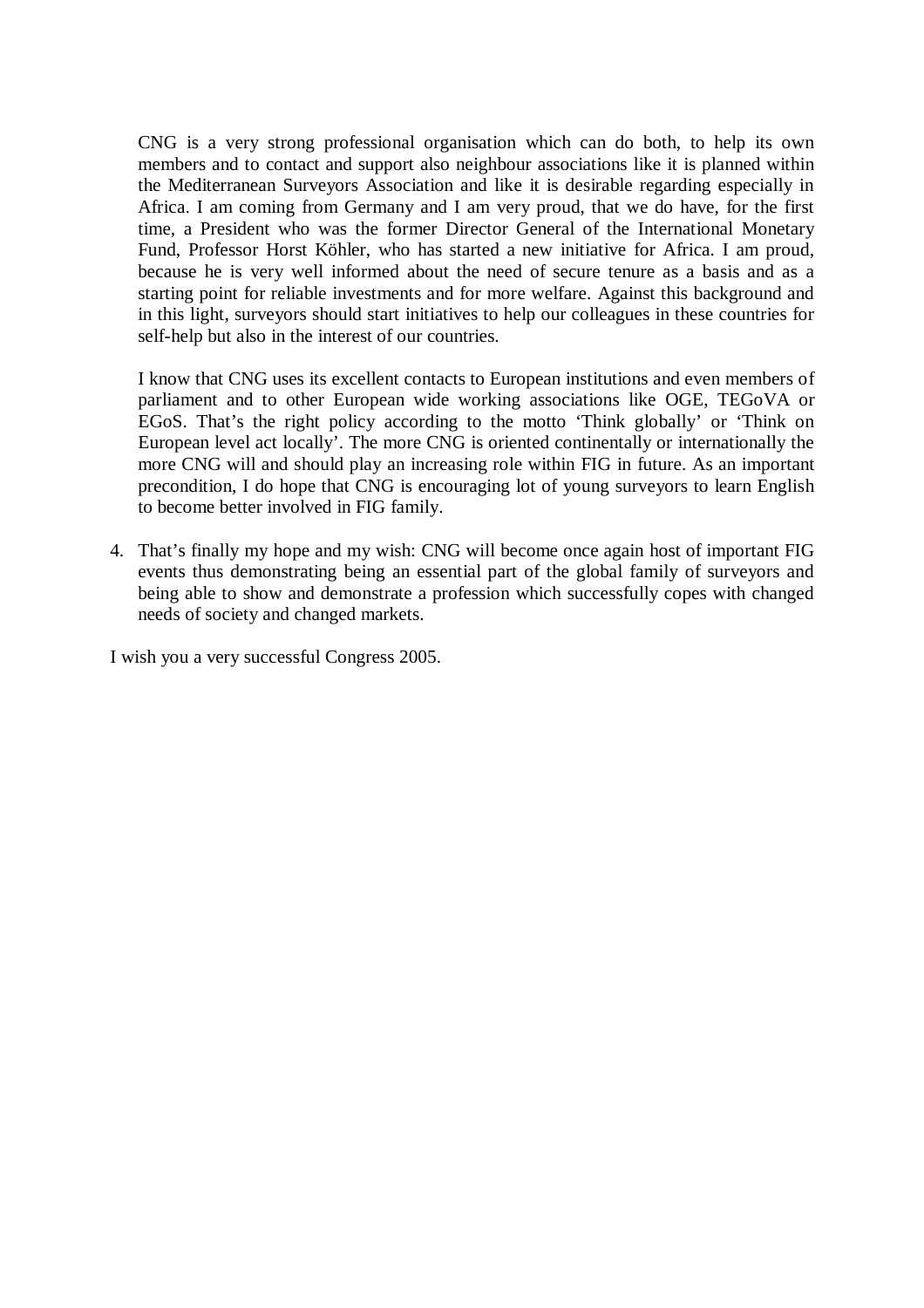CNG is a very strong professional organisation which can do both, to help its own members and to contact and support also neighbour associations like it is planned within the Mediterranean Surveyors Association and like it is desirable regarding especially in Africa. I am coming from Germany and I am very proud, that we do have, for the first time, a President who was the former Director General of the International Monetary Fund, Professor Horst Köhler, who has started a new initiative for Africa. I am proud, because he is very well informed about the need of secure tenure as a basis and as a starting point for reliable investments and for more welfare. Against this background and in this light, surveyors should start initiatives to help our colleagues in these countries for self-help but also in the interest of our countries.

I know that CNG uses its excellent contacts to European institutions and even members of parliament and to other European wide working associations like OGE, TEGoVA or EGoS. That's the right policy according to the motto 'Think globally' or 'Think on European level act locally'. The more CNG is oriented continentally or internationally the more CNG will and should play an increasing role within FIG in future. As an important precondition, I do hope that CNG is encouraging lot of young surveyors to learn English to become better involved in FIG family.

4. That's finally my hope and my wish: CNG will become once again host of important FIG events thus demonstrating being an essential part of the global family of surveyors and being able to show and demonstrate a profession which successfully copes with changed needs of society and changed markets.

I wish you a very successful Congress 2005.